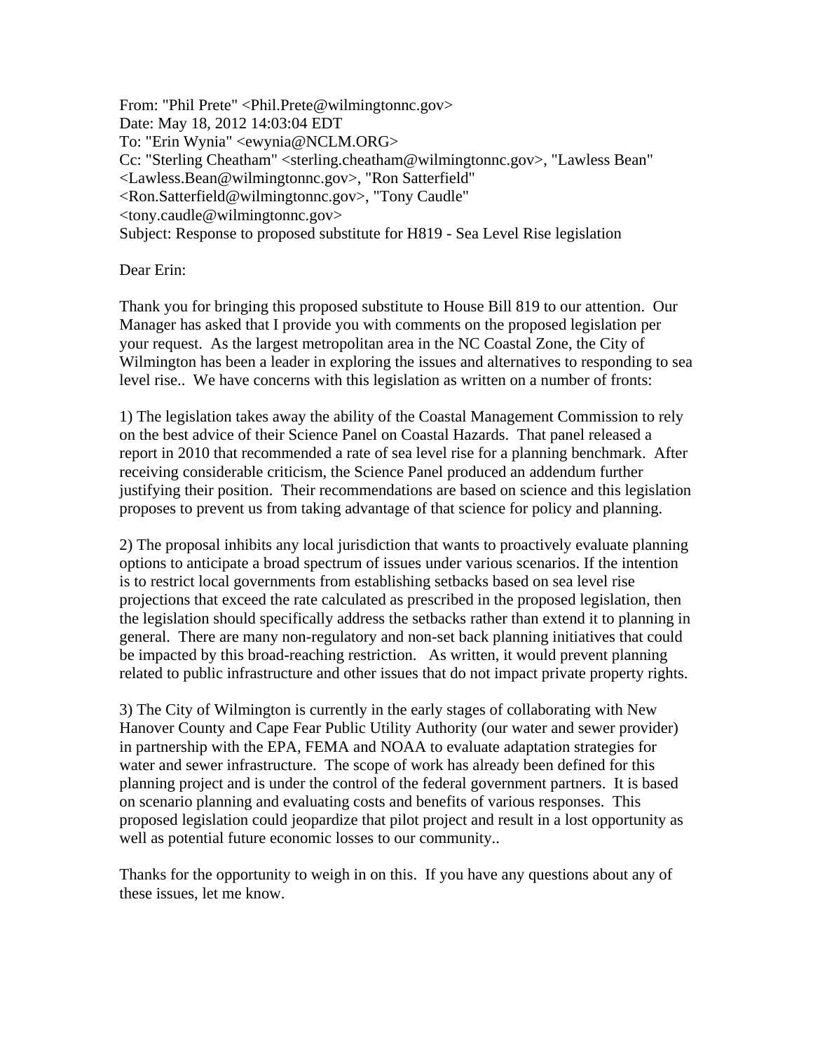From: "Phil Prete" <Phil.Prete@wilmingtonnc.gov>
Date: May 18, 2012 14:03:04 EDT
To: "Erin Wynia" <ewynia@NCLM.ORG>
Cc: "Sterling Cheatham" <sterling.cheatham@wilmingtonnc.gov>, "Lawless Bean" <Lawless.Bean@wilmingtonnc.gov>, "Ron Satterfield" <Ron.Satterfield@wilmingtonnc.gov>, "Tony Caudle" <tony.caudle@wilmingtonnc.gov>
Subject: Response to proposed substitute for H819 - Sea Level Rise legislation

Dear Erin:

Thank you for bringing this proposed substitute to House Bill 819 to our attention. Our Manager has asked that I provide you with comments on the proposed legislation per your request. As the largest metropolitan area in the NC Coastal Zone, the City of Wilmington has been a leader in exploring the issues and alternatives to responding to sea level rise.. We have concerns with this legislation as written on a number of fronts:

1) The legislation takes away the ability of the Coastal Management Commission to rely on the best advice of their Science Panel on Coastal Hazards. That panel released a report in 2010 that recommended a rate of sea level rise for a planning benchmark. After receiving considerable criticism, the Science Panel produced an addendum further justifying their position. Their recommendations are based on science and this legislation proposes to prevent us from taking advantage of that science for policy and planning.

2) The proposal inhibits any local jurisdiction that wants to proactively evaluate planning options to anticipate a broad spectrum of issues under various scenarios. If the intention is to restrict local governments from establishing setbacks based on sea level rise projections that exceed the rate calculated as prescribed in the proposed legislation, then the legislation should specifically address the setbacks rather than extend it to planning in general. There are many non-regulatory and non-set back planning initiatives that could be impacted by this broad-reaching restriction. As written, it would prevent planning related to public infrastructure and other issues that do not impact private property rights.

3) The City of Wilmington is currently in the early stages of collaborating with New Hanover County and Cape Fear Public Utility Authority (our water and sewer provider) in partnership with the EPA, FEMA and NOAA to evaluate adaptation strategies for water and sewer infrastructure. The scope of work has already been defined for this planning project and is under the control of the federal government partners. It is based on scenario planning and evaluating costs and benefits of various responses. This proposed legislation could jeopardize that pilot project and result in a lost opportunity as well as potential future economic losses to our community..

Thanks for the opportunity to weigh in on this. If you have any questions about any of these issues, let me know.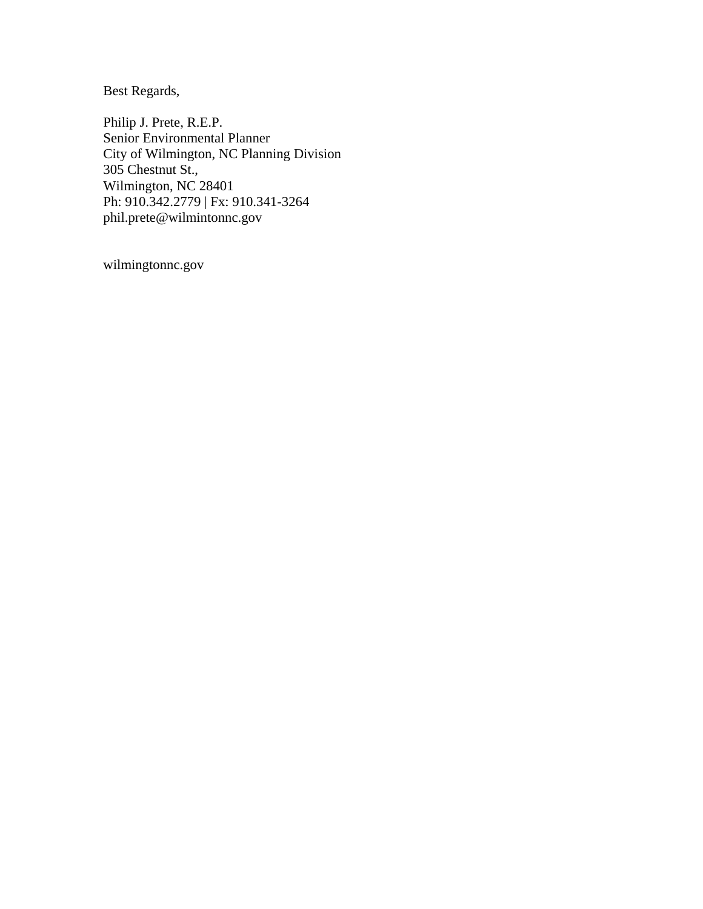Best Regards,

Philip J. Prete, R.E.P.
Senior Environmental Planner
City of Wilmington, NC Planning Division
305 Chestnut St.,
Wilmington, NC 28401
Ph: 910.342.2779 | Fx: 910.341-3264
phil.prete@wilmintonnc.gov

wilmingtonnc.gov